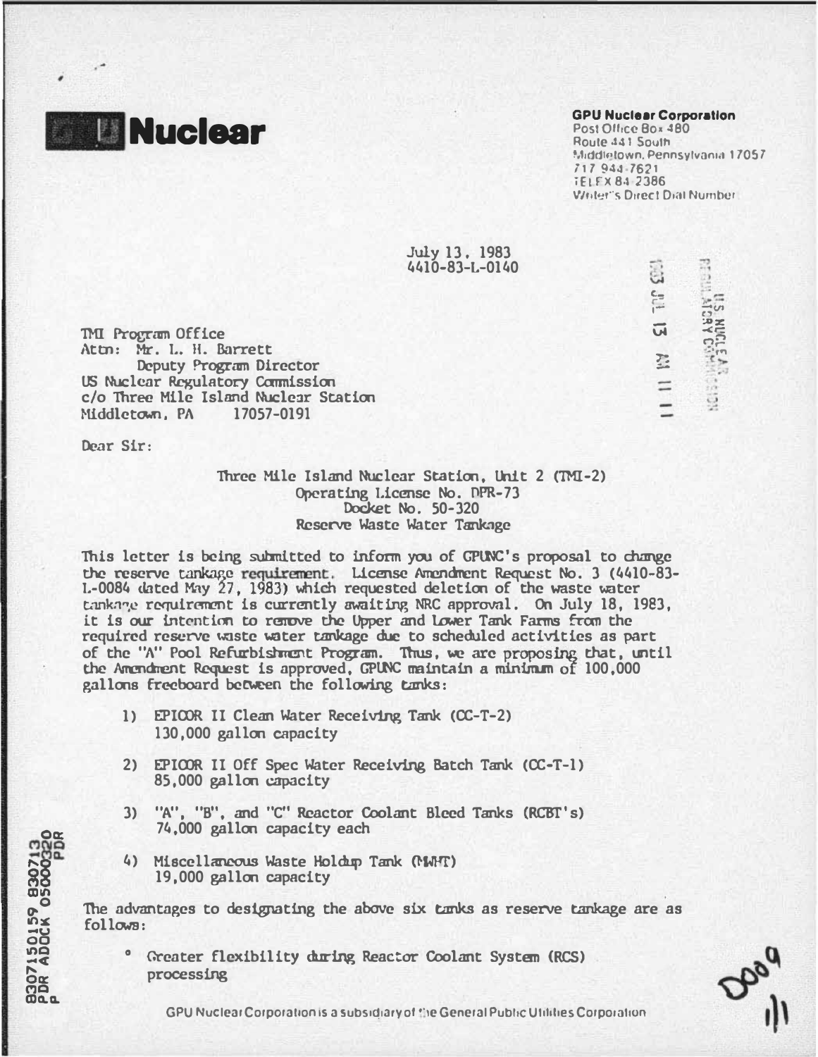**GPU Nuclear**

**GPU Nuclear Corporation**
Post Office Box 480
Route 441 South
Middletown, Pennsylvania 17057
717 944-7621
TELEX 84-2386
Writer's Direct Dial Number

July 13, 1983
4410-83-L-0140

TMI Program Office
Attn: Mr. L. H. Barrett
Deputy Program Director
US Nuclear Regulatory Commission
c/o Three Mile Island Nuclear Station
Middletown, PA 17057-0191

Dear Sir:

Three Mile Island Nuclear Station, Unit 2 (TMI-2)
Operating License No. DPR-73
Docket No. 50-320
Reserve Waste Water Tankage

This letter is being submitted to inform you of GPUNC's proposal to change the reserve tankage requirement. License Amendment Request No. 3 (4410-83-L-0084 dated May 27, 1983) which requested deletion of the waste water tankage requirement is currently awaiting NRC approval. On July 18, 1983, it is our intention to remove the Upper and Lower Tank Farms from the required reserve waste water tankage due to scheduled activities as part of the "A" Pool Refurbishment Program. Thus, we are proposing that, until the Amendment Request is approved, GPUNC maintain a minimum of 100,000 gallons freeboard between the following tanks:

1) EPICOR II Clean Water Receiving Tank (CC-T-2)
   130,000 gallon capacity

2) EPICOR II Off Spec Water Receiving Batch Tank (CC-T-1)
   85,000 gallon capacity

3) "A", "B", and "C" Reactor Coolant Bleed Tanks (RCBT's)
   74,000 gallon capacity each

4) Miscellaneous Waste Holdup Tank (MWHT)
   19,000 gallon capacity

The advantages to designating the above six tanks as reserve tankage are as follows:

- Greater flexibility during Reactor Coolant System (RCS) processing

GPU Nuclear Corporation is a subsidiary of the General Public Utilities Corporation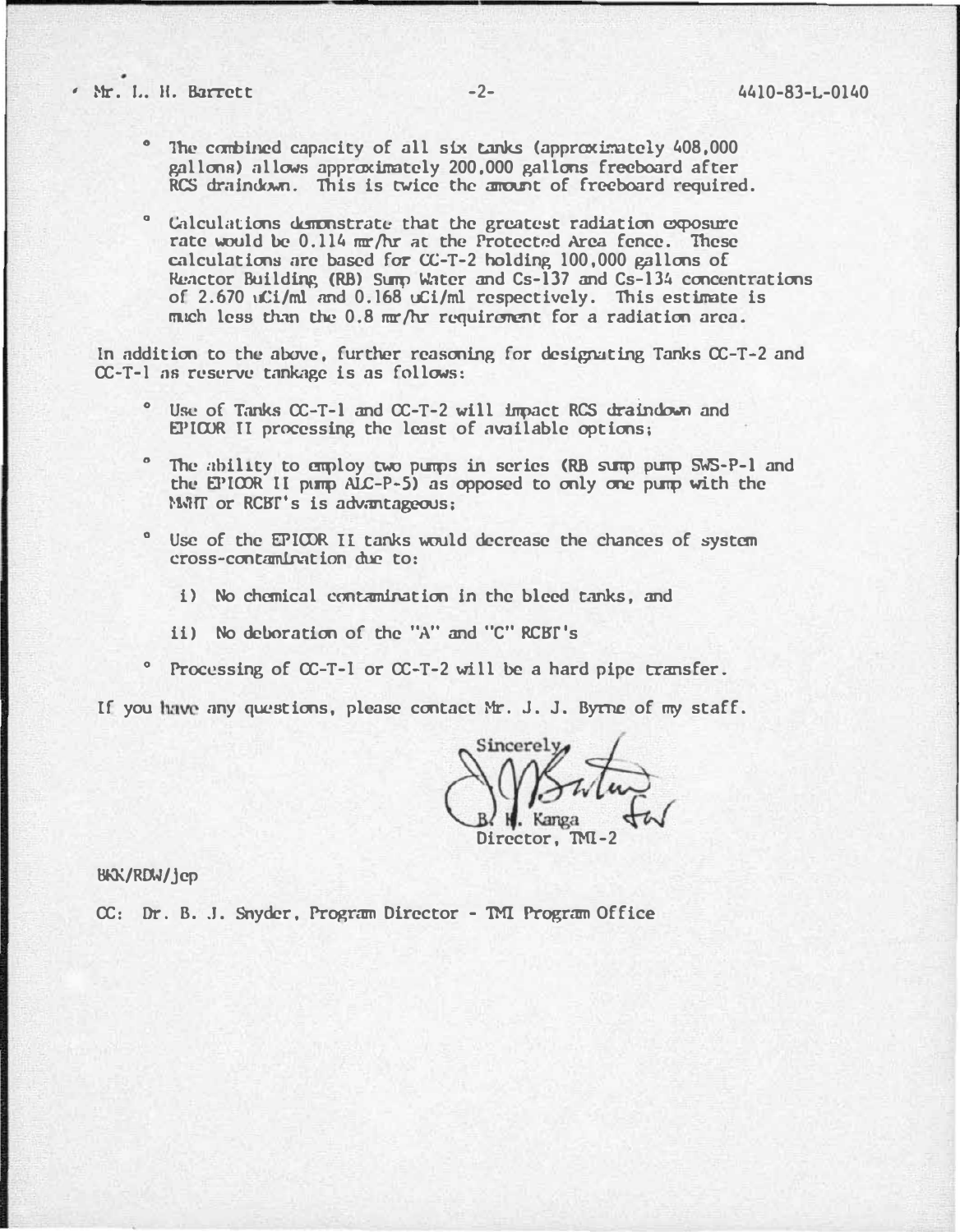- The combined capacity of all six tanks (approximately 408,000 gallons) allows approximately 200,000 gallons freeboard after RCS draindown. This is twice the amount of freeboard required.

- Calculations demonstrate that the greatest radiation exposure rate would be 0.114 mr/hr at the Protected Area fence. These calculations are based for CC-T-2 holding 100,000 gallons of Reactor Building (RB) Sump Water and Cs-137 and Cs-134 concentrations of 2.670 uCi/ml and 0.168 uCi/ml respectively. This estimate is much less than the 0.8 mr/hr requirement for a radiation area.

In addition to the above, further reasoning for designating Tanks CC-T-2 and CC-T-1 as reserve tankage is as follows:

- Use of Tanks CC-T-1 and CC-T-2 will impact RCS draindown and EPICOR II processing the least of available options;

- The ability to employ two pumps in series (RB sump pump SWS-P-1 and the EPICOR II pump ALC-P-5) as opposed to only one pump with the MWHT or RCBT's is advantageous;

- Use of the EPICOR II tanks would decrease the chances of system cross-contamination due to:

  i) No chemical contamination in the bleed tanks, and

  ii) No deboration of the "A" and "C" RCBT's

- Processing of CC-T-1 or CC-T-2 will be a hard pipe transfer.

If you have any questions, please contact Mr. J. J. Byrne of my staff.

Sincerely,

B. K. Kanga
Director, TMI-2

BKK/RDW/jcp

CC: Dr. B. J. Snyder, Program Director - TMI Program Office